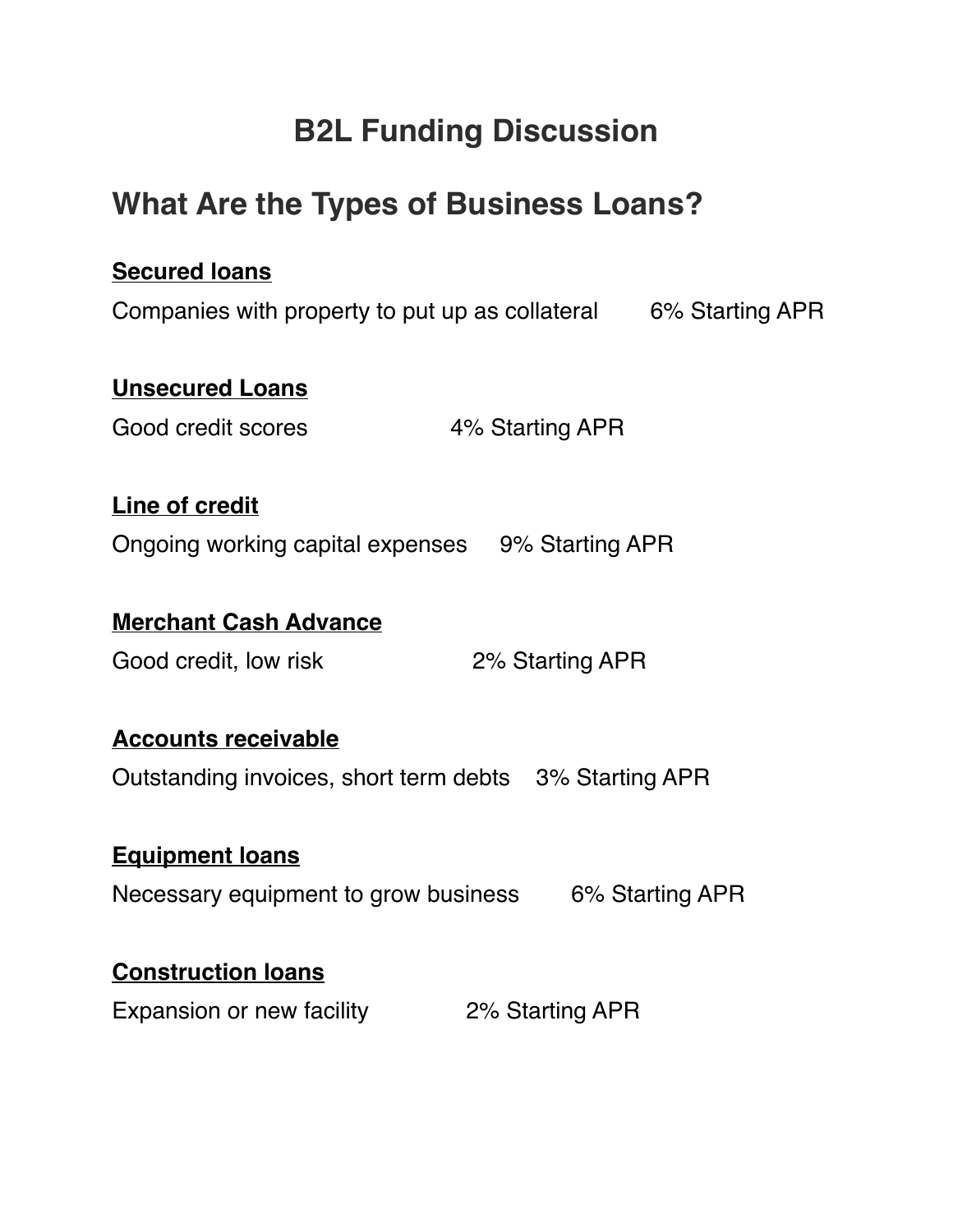# B2L Funding Discussion

## What Are the Types of Business Loans?

**<u>Secured loans</u>**

Companies with property to put up as collateral 6% Starting APR

**<u>Unsecured Loans</u>**

Good credit scores 4% Starting APR

**<u>Line of credit</u>**

Ongoing working capital expenses 9% Starting APR

**<u>Merchant Cash Advance</u>**

Good credit, low risk 2% Starting APR

**<u>Accounts receivable</u>**

Outstanding invoices, short term debts 3% Starting APR

**<u>Equipment loans</u>**

Necessary equipment to grow business 6% Starting APR

**<u>Construction loans</u>**

Expansion or new facility 2% Starting APR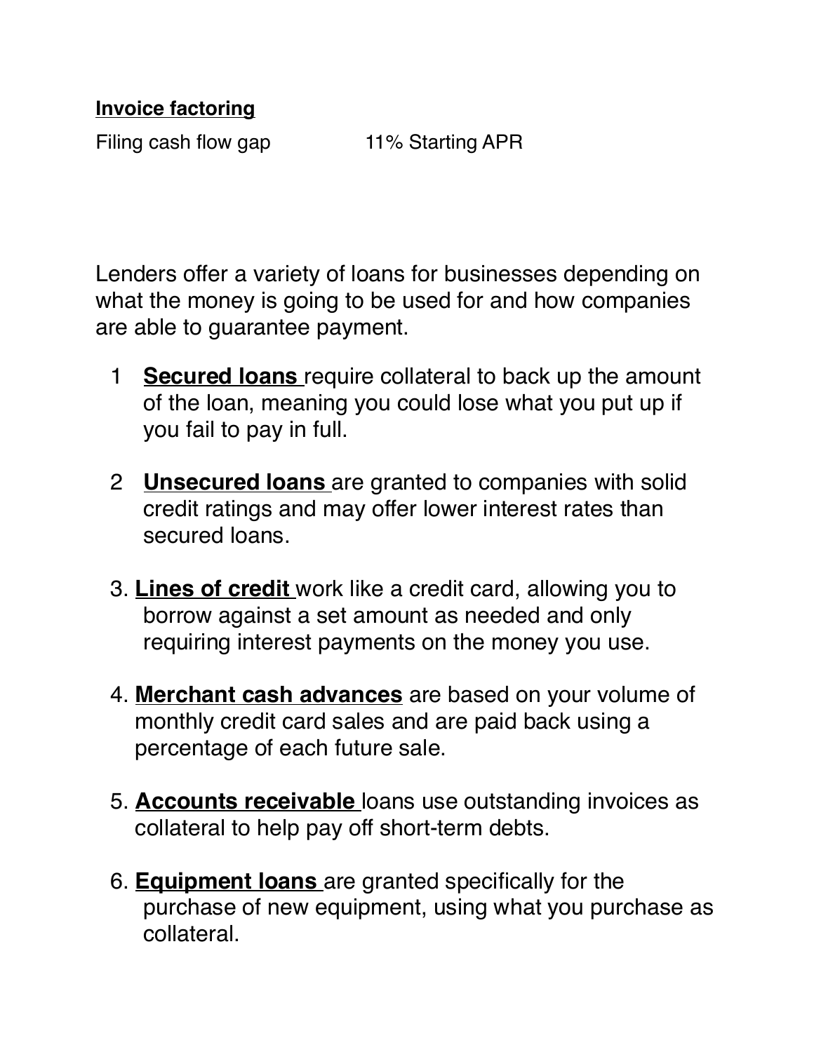**Invoice factoring**

Filing cash flow gap 11% Starting APR

Lenders offer a variety of loans for businesses depending on what the money is going to be used for and how companies are able to guarantee payment.

1. **Secured loans** require collateral to back up the amount of the loan, meaning you could lose what you put up if you fail to pay in full.

2. **Unsecured loans** are granted to companies with solid credit ratings and may offer lower interest rates than secured loans.

3. **Lines of credit** work like a credit card, allowing you to borrow against a set amount as needed and only requiring interest payments on the money you use.

4. **Merchant cash advances** are based on your volume of monthly credit card sales and are paid back using a percentage of each future sale.

5. **Accounts receivable** loans use outstanding invoices as collateral to help pay off short-term debts.

6. **Equipment loans** are granted specifically for the purchase of new equipment, using what you purchase as collateral.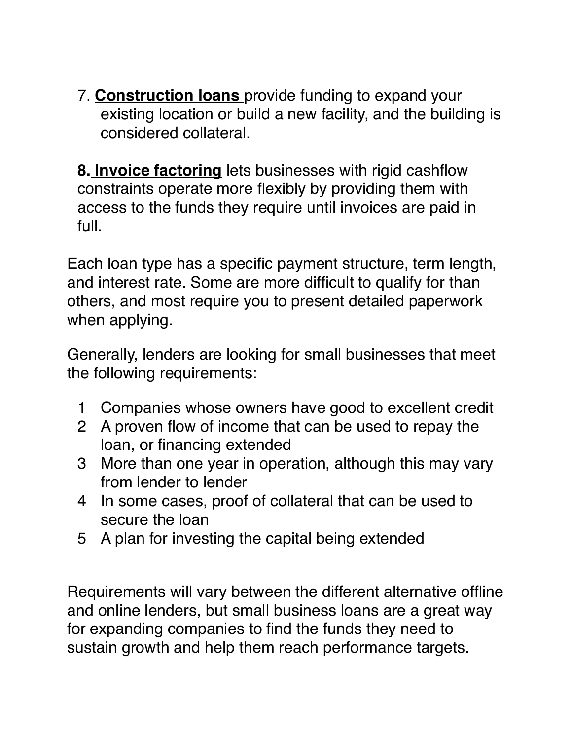7. **Construction loans** provide funding to expand your existing location or build a new facility, and the building is considered collateral.

8. **Invoice factoring** lets businesses with rigid cashflow constraints operate more flexibly by providing them with access to the funds they require until invoices are paid in full.

Each loan type has a specific payment structure, term length, and interest rate. Some are more difficult to qualify for than others, and most require you to present detailed paperwork when applying.

Generally, lenders are looking for small businesses that meet the following requirements:

1. Companies whose owners have good to excellent credit
2. A proven flow of income that can be used to repay the loan, or financing extended
3. More than one year in operation, although this may vary from lender to lender
4. In some cases, proof of collateral that can be used to secure the loan
5. A plan for investing the capital being extended

Requirements will vary between the different alternative offline and online lenders, but small business loans are a great way for expanding companies to find the funds they need to sustain growth and help them reach performance targets.